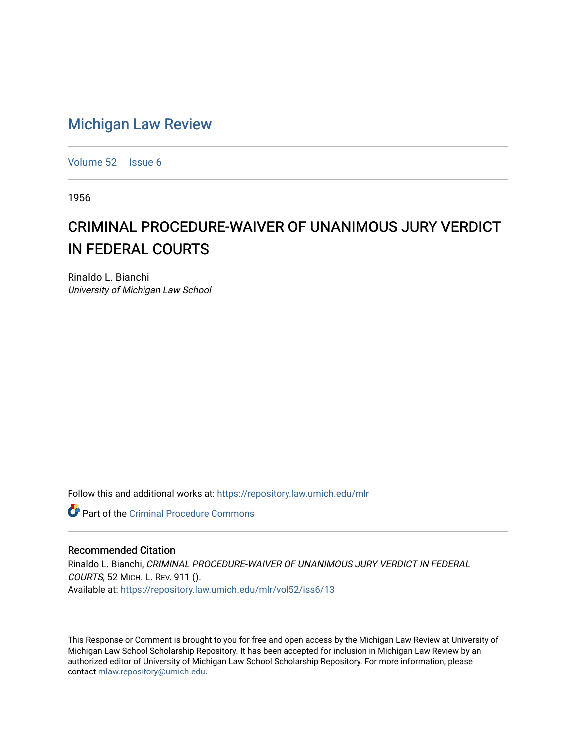# Michigan Law Review

Volume 52 | Issue 6

1956

## CRIMINAL PROCEDURE-WAIVER OF UNANIMOUS JURY VERDICT IN FEDERAL COURTS

Rinaldo L. Bianchi
*University of Michigan Law School*

Follow this and additional works at: https://repository.law.umich.edu/mlr

Part of the Criminal Procedure Commons

### Recommended Citation

Rinaldo L. Bianchi, *CRIMINAL PROCEDURE-WAIVER OF UNANIMOUS JURY VERDICT IN FEDERAL COURTS*, 52 MICH. L. REV. 911 ().
Available at: https://repository.law.umich.edu/mlr/vol52/iss6/13

This Response or Comment is brought to you for free and open access by the Michigan Law Review at University of Michigan Law School Scholarship Repository. It has been accepted for inclusion in Michigan Law Review by an authorized editor of University of Michigan Law School Scholarship Repository. For more information, please contact mlaw.repository@umich.edu.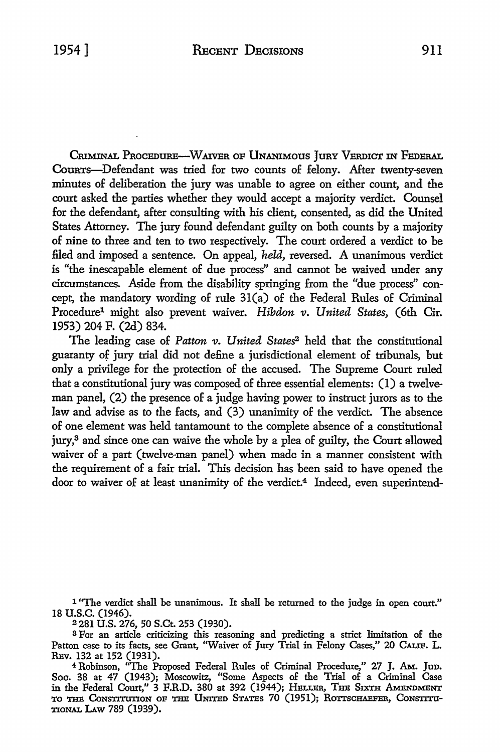CRIMINAL PROCEDURE—WAIVER OF UNANIMOUS JURY VERDICT IN FEDERAL COURTS—Defendant was tried for two counts of felony. After twenty-seven minutes of deliberation the jury was unable to agree on either count, and the court asked the parties whether they would accept a majority verdict. Counsel for the defendant, after consulting with his client, consented, as did the United States Attorney. The jury found defendant guilty on both counts by a majority of nine to three and ten to two respectively. The court ordered a verdict to be filed and imposed a sentence. On appeal, *held*, reversed. A unanimous verdict is "the inescapable element of due process" and cannot be waived under any circumstances. Aside from the disability springing from the "due process" concept, the mandatory wording of rule 31(a) of the Federal Rules of Criminal Procedure[1] might also prevent waiver. *Hibdon v. United States*, (6th Cir. 1953) 204 F. (2d) 834.

The leading case of *Patton v. United States*[2] held that the constitutional guaranty of jury trial did not define a jurisdictional element of tribunals, but only a privilege for the protection of the accused. The Supreme Court ruled that a constitutional jury was composed of three essential elements: (1) a twelve-man panel, (2) the presence of a judge having power to instruct jurors as to the law and advise as to the facts, and (3) unanimity of the verdict. The absence of one element was held tantamount to the complete absence of a constitutional jury,[3] and since one can waive the whole by a plea of guilty, the Court allowed waiver of a part (twelve-man panel) when made in a manner consistent with the requirement of a fair trial. This decision has been said to have opened the door to waiver of at least unanimity of the verdict.[4] Indeed, even superintend-

---

[1] "The verdict shall be unanimous. It shall be returned to the judge in open court." 18 U.S.C. (1946).

[2] 281 U.S. 276, 50 S.Ct. 253 (1930).

[3] For an article criticizing this reasoning and predicting a strict limitation of the Patton case to its facts, see Grant, "Waiver of Jury Trial in Felony Cases," 20 CALIF. L. REV. 132 at 152 (1931).

[4] Robinson, "The Proposed Federal Rules of Criminal Procedure," 27 J. AM. JUD. SOC. 38 at 47 (1943); Moscowitz, "Some Aspects of the Trial of a Criminal Case in the Federal Court," 3 F.R.D. 380 at 392 (1944); HELLER, THE SIXTH AMENDMENT TO THE CONSTITUTION OF THE UNITED STATES 70 (1951); ROTTSCHAEFER, CONSTITUTIONAL LAW 789 (1939).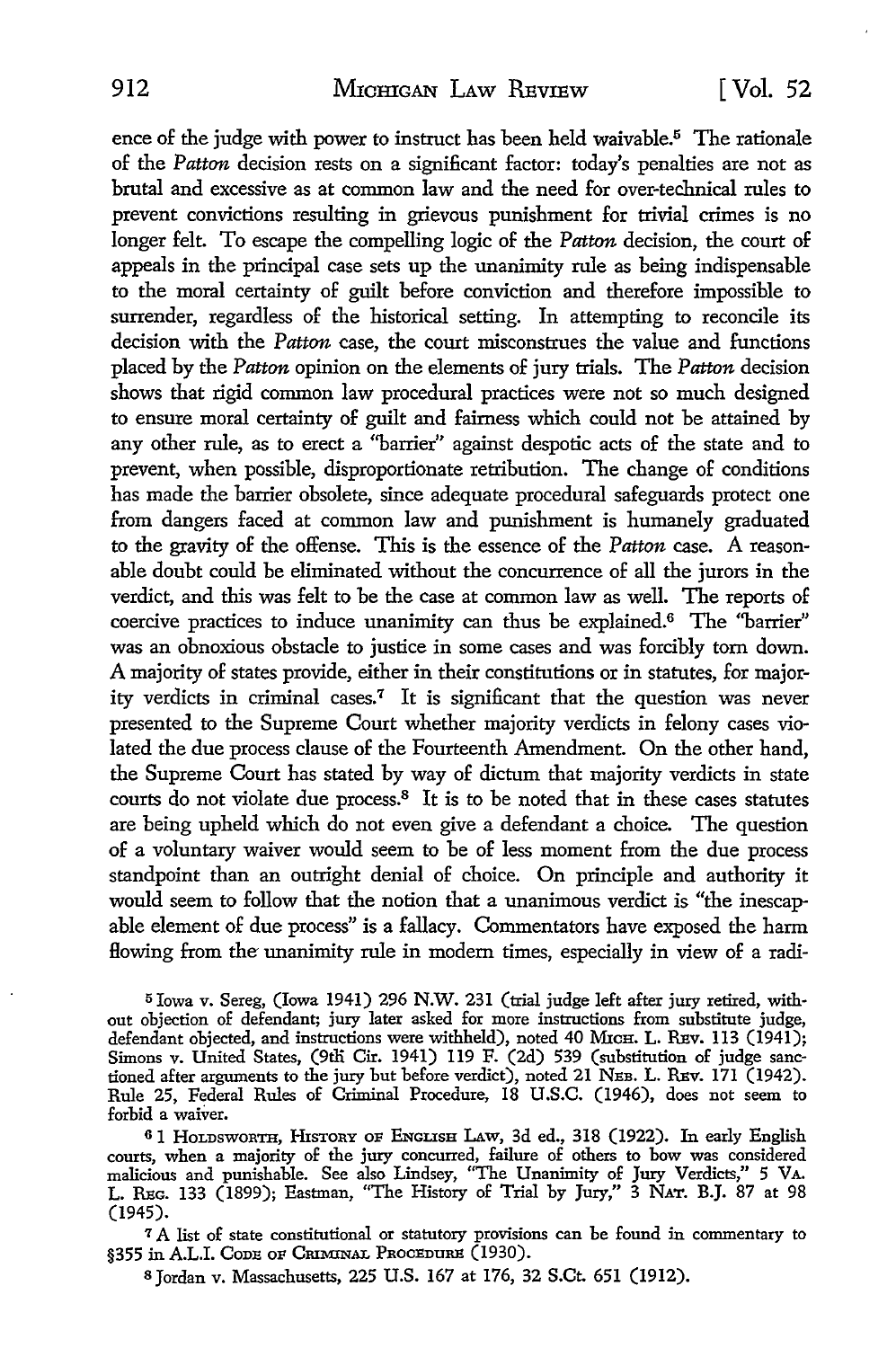ence of the judge with power to instruct has been held waivable.[5] The rationale of the *Patton* decision rests on a significant factor: today's penalties are not as brutal and excessive as at common law and the need for over-technical rules to prevent convictions resulting in grievous punishment for trivial crimes is no longer felt. To escape the compelling logic of the *Patton* decision, the court of appeals in the principal case sets up the unanimity rule as being indispensable to the moral certainty of guilt before conviction and therefore impossible to surrender, regardless of the historical setting. In attempting to reconcile its decision with the *Patton* case, the court misconstrues the value and functions placed by the *Patton* opinion on the elements of jury trials. The *Patton* decision shows that rigid common law procedural practices were not so much designed to ensure moral certainty of guilt and fairness which could not be attained by any other rule, as to erect a "barrier" against despotic acts of the state and to prevent, when possible, disproportionate retribution. The change of conditions has made the barrier obsolete, since adequate procedural safeguards protect one from dangers faced at common law and punishment is humanely graduated to the gravity of the offense. This is the essence of the *Patton* case. A reasonable doubt could be eliminated without the concurrence of all the jurors in the verdict, and this was felt to be the case at common law as well. The reports of coercive practices to induce unanimity can thus be explained.[6] The "barrier" was an obnoxious obstacle to justice in some cases and was forcibly torn down. A majority of states provide, either in their constitutions or in statutes, for majority verdicts in criminal cases.[7] It is significant that the question was never presented to the Supreme Court whether majority verdicts in felony cases violated the due process clause of the Fourteenth Amendment. On the other hand, the Supreme Court has stated by way of dictum that majority verdicts in state courts do not violate due process.[8] It is to be noted that in these cases statutes are being upheld which do not even give a defendant a choice. The question of a voluntary waiver would seem to be of less moment from the due process standpoint than an outright denial of choice. On principle and authority it would seem to follow that the notion that a unanimous verdict is "the inescapable element of due process" is a fallacy. Commentators have exposed the harm flowing from the unanimity rule in modern times, especially in view of a radi-

[5] Iowa v. Sereg, (Iowa 1941) 296 N.W. 231 (trial judge left after jury retired, without objection of defendant; jury later asked for more instructions from substitute judge, defendant objected, and instructions were withheld), noted 40 Mich. L. Rev. 113 (1941); Simons v. United States, (9th Cir. 1941) 119 F. (2d) 539 (substitution of judge sanctioned after arguments to the jury but before verdict), noted 21 Neb. L. Rev. 171 (1942). Rule 25, Federal Rules of Criminal Procedure, 18 U.S.C. (1946), does not seem to forbid a waiver.

[6] 1 Holdsworth, History of English Law, 3d ed., 318 (1922). In early English courts, when a majority of the jury concurred, failure of others to bow was considered malicious and punishable. See also Lindsey, "The Unanimity of Jury Verdicts," 5 Va. L. Reg. 133 (1899); Eastman, "The History of Trial by Jury," 3 Nat. B.J. 87 at 98 (1945).

[7] A list of state constitutional or statutory provisions can be found in commentary to §355 in A.L.I. Code of Criminal Procedure (1930).

[8] Jordan v. Massachusetts, 225 U.S. 167 at 176, 32 S.Ct. 651 (1912).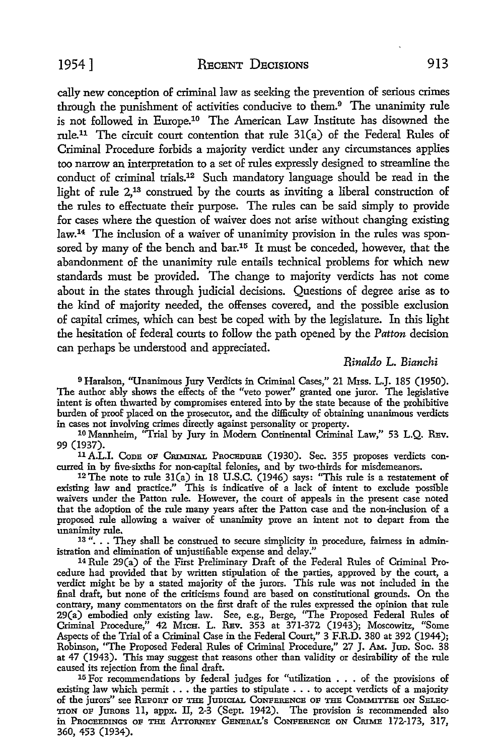cally new conception of criminal law as seeking the prevention of serious crimes through the punishment of activities conducive to them.[9] The unanimity rule is not followed in Europe.[10] The American Law Institute has disowned the rule.[11] The circuit court contention that rule 31(a) of the Federal Rules of Criminal Procedure forbids a majority verdict under any circumstances applies too narrow an interpretation to a set of rules expressly designed to streamline the conduct of criminal trials.[12] Such mandatory language should be read in the light of rule 2,[13] construed by the courts as inviting a liberal construction of the rules to effectuate their purpose. The rules can be said simply to provide for cases where the question of waiver does not arise without changing existing law.[14] The inclusion of a waiver of unanimity provision in the rules was sponsored by many of the bench and bar.[15] It must be conceded, however, that the abandonment of the unanimity rule entails technical problems for which new standards must be provided. The change to majority verdicts has not come about in the states through judicial decisions. Questions of degree arise as to the kind of majority needed, the offenses covered, and the possible exclusion of capital crimes, which can best be coped with by the legislature. In this light the hesitation of federal courts to follow the path opened by the *Patton* decision can perhaps be understood and appreciated.

*Rinaldo L. Bianchi*

---

[9] Haralson, "Unanimous Jury Verdicts in Criminal Cases," 21 MISS. L.J. 185 (1950). The author ably shows the effects of the "veto power" granted one juror. The legislative intent is often thwarted by compromises entered into by the state because of the prohibitive burden of proof placed on the prosecutor, and the difficulty of obtaining unanimous verdicts in cases not involving crimes directly against personality or property.

[10] Mannheim, "Trial by Jury in Modern Continental Criminal Law," 53 L.Q. REV. 99 (1937).

[11] A.L.I. CODE OF CRIMINAL PROCEDURE (1930). Sec. 355 proposes verdicts concurred in by five-sixths for non-capital felonies, and by two-thirds for misdemeanors.

[12] The note to rule 31(a) in 18 U.S.C. (1946) says: "This rule is a restatement of existing law and practice." This is indicative of a lack of intent to exclude possible waivers under the Patton rule. However, the court of appeals in the present case noted that the adoption of the rule many years after the Patton case and the non-inclusion of a proposed rule allowing a waiver of unanimity prove an intent not to depart from the unanimity rule.

[13] ". . . They shall be construed to secure simplicity in procedure, fairness in administration and elimination of unjustifiable expense and delay."

[14] Rule 29(a) of the First Preliminary Draft of the Federal Rules of Criminal Procedure had provided that by written stipulation of the parties, approved by the court, a verdict might be by a stated majority of the jurors. This rule was not included in the final draft, but none of the criticisms found are based on constitutional grounds. On the contrary, many commentators on the first draft of the rules expressed the opinion that rule 29(a) embodied only existing law. See, e.g., Berge, "The Proposed Federal Rules of Criminal Procedure," 42 MICH. L. REV. 353 at 371-372 (1943); Moscowitz, "Some Aspects of the Trial of a Criminal Case in the Federal Court," 3 F.R.D. 380 at 392 (1944); Robinson, "The Proposed Federal Rules of Criminal Procedure," 27 J. AM. JUD. SOC. 38 at 47 (1943). This may suggest that reasons other than validity or desirability of the rule caused its rejection from the final draft.

[15] For recommendations by federal judges for "utilization . . . of the provisions of existing law which permit . . . the parties to stipulate . . . to accept verdicts of a majority of the jurors" see REPORT OF THE JUDICIAL CONFERENCE OF THE COMMITTEE ON SELECTION OF JURORS 11, appx. II, 2-3 (Sept. 1942). The provision is recommended also in PROCEEDINGS OF THE ATTORNEY GENERAL'S CONFERENCE ON CRIME 172-173, 317, 360, 453 (1934).